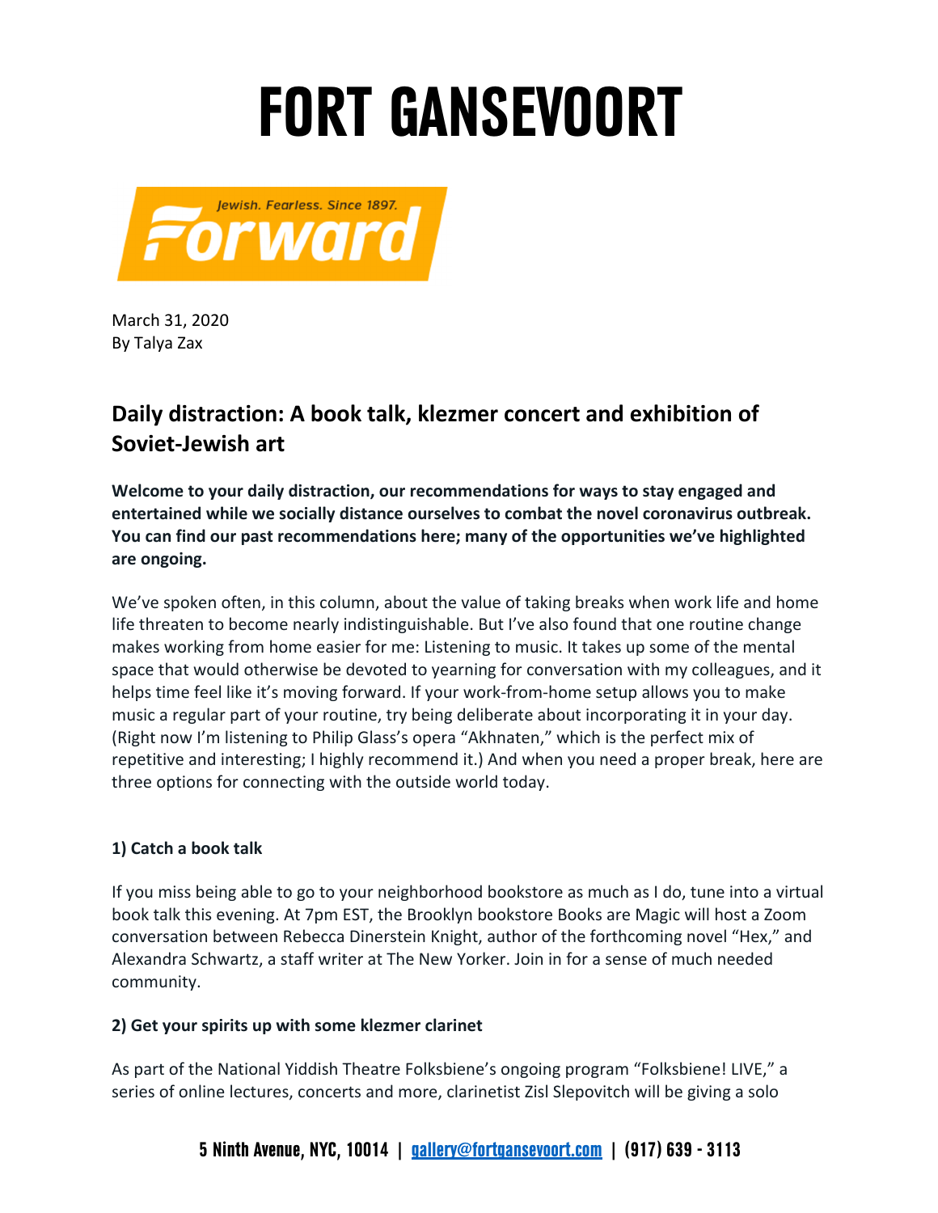# FORT GANSEVOORT

Jewish. Fearless. Since 1897.
Forward

March 31, 2020
By Talya Zax

## Daily distraction: A book talk, klezmer concert and exhibition of Soviet-Jewish art

**Welcome to your daily distraction, our recommendations for ways to stay engaged and entertained while we socially distance ourselves to combat the novel coronavirus outbreak. You can find our past recommendations here; many of the opportunities we've highlighted are ongoing.**

We've spoken often, in this column, about the value of taking breaks when work life and home life threaten to become nearly indistinguishable. But I've also found that one routine change makes working from home easier for me: Listening to music. It takes up some of the mental space that would otherwise be devoted to yearning for conversation with my colleagues, and it helps time feel like it's moving forward. If your work-from-home setup allows you to make music a regular part of your routine, try being deliberate about incorporating it in your day. (Right now I'm listening to Philip Glass's opera "Akhnaten," which is the perfect mix of repetitive and interesting; I highly recommend it.) And when you need a proper break, here are three options for connecting with the outside world today.

**1) Catch a book talk**

If you miss being able to go to your neighborhood bookstore as much as I do, tune into a virtual book talk this evening. At 7pm EST, the Brooklyn bookstore Books are Magic will host a Zoom conversation between Rebecca Dinerstein Knight, author of the forthcoming novel "Hex," and Alexandra Schwartz, a staff writer at The New Yorker. Join in for a sense of much needed community.

**2) Get your spirits up with some klezmer clarinet**

As part of the National Yiddish Theatre Folksbiene's ongoing program "Folksbiene! LIVE," a series of online lectures, concerts and more, clarinetist Zisl Slepovitch will be giving a solo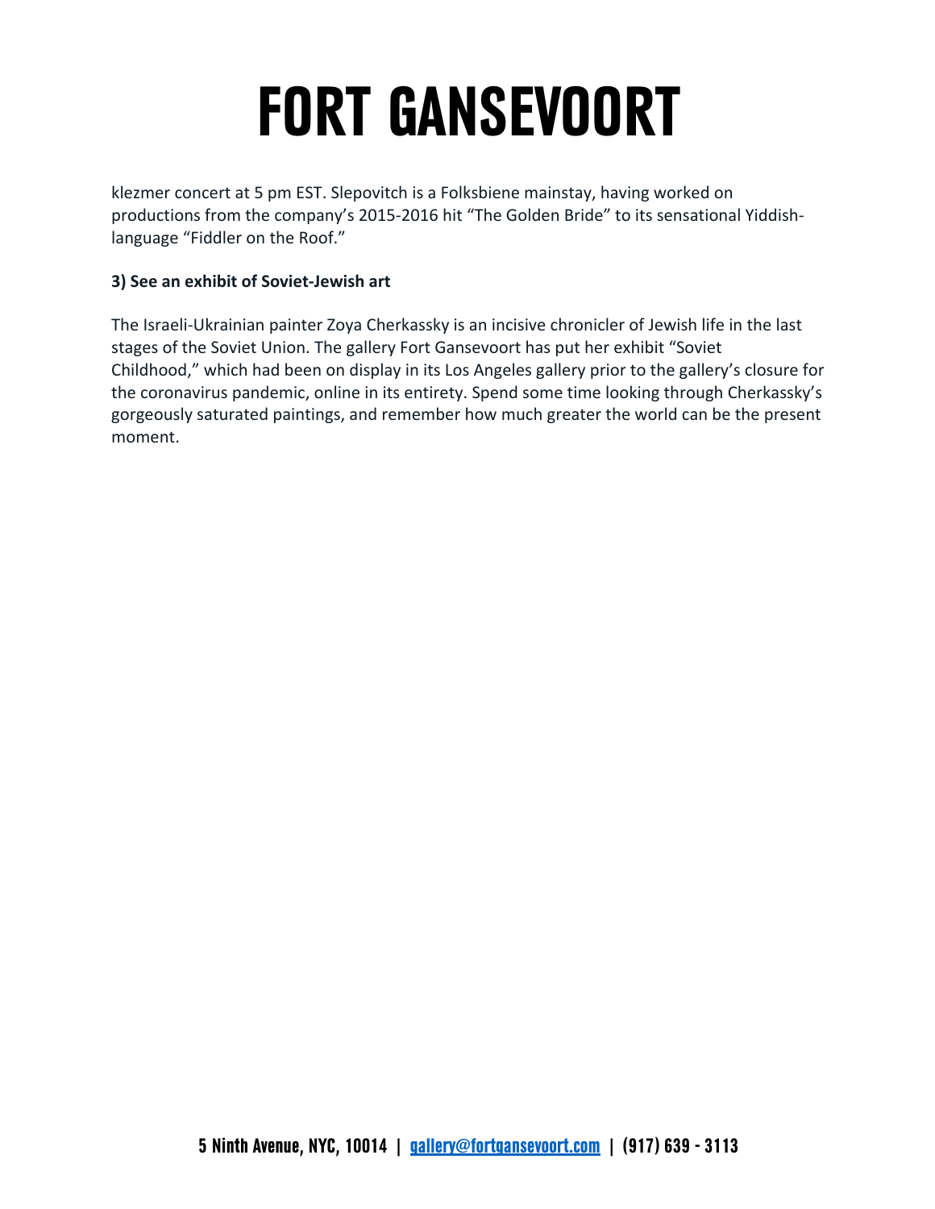klezmer concert at 5 pm EST. Slepovitch is a Folksbiene mainstay, having worked on productions from the company's 2015-2016 hit "The Golden Bride" to its sensational Yiddish-language "Fiddler on the Roof."

**3) See an exhibit of Soviet-Jewish art**

The Israeli-Ukrainian painter Zoya Cherkassky is an incisive chronicler of Jewish life in the last stages of the Soviet Union. The gallery Fort Gansevoort has put her exhibit "Soviet Childhood," which had been on display in its Los Angeles gallery prior to the gallery's closure for the coronavirus pandemic, online in its entirety. Spend some time looking through Cherkassky's gorgeously saturated paintings, and remember how much greater the world can be the present moment.